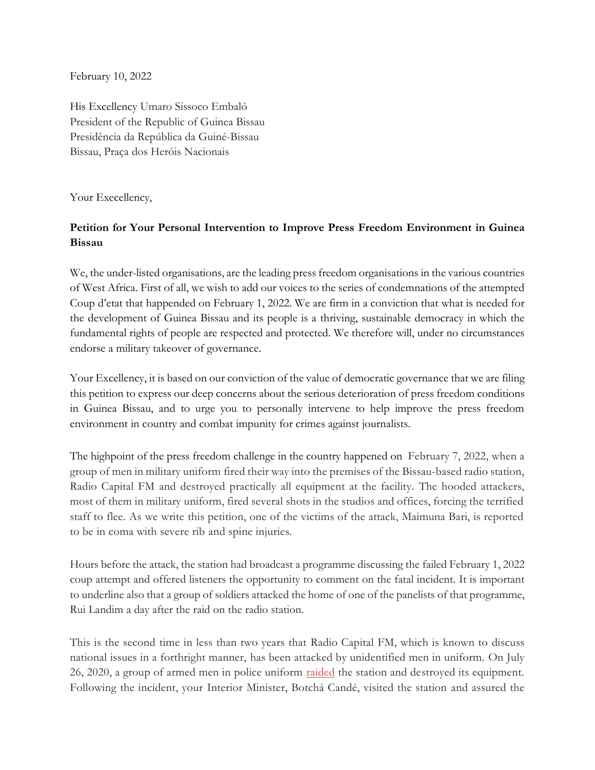February 10, 2022

His Excellency Umaro Sissoco Embaló
President of the Republic of Guinea Bissau
Presidência da República da Guiné-Bissau
Bissau, Praça dos Heróis Nacionais

Your Execellency,

**Petition for Your Personal Intervention to Improve Press Freedom Environment in Guinea Bissau**

We, the under-listed organisations, are the leading press freedom organisations in the various countries of West Africa. First of all, we wish to add our voices to the series of condemnations of the attempted Coup d'etat that happended on February 1, 2022. We are firm in a conviction that what is needed for the development of Guinea Bissau and its people is a thriving, sustainable democracy in which the fundamental rights of people are respected and protected. We therefore will, under no circumstances endorse a military takeover of governance.

Your Excellency, it is based on our conviction of the value of democratic governance that we are filing this petition to express our deep concerns about the serious deterioration of press freedom conditions in Guinea Bissau, and to urge you to personally intervene to help improve the press freedom environment in country and combat impunity for crimes against journalists.

The highpoint of the press freedom challenge in the country happened on February 7, 2022, when a group of men in military uniform fired their way into the premises of the Bissau-based radio station, Radio Capital FM and destroyed practically all equipment at the facility. The hooded attackers, most of them in military uniform, fired several shots in the studios and offices, forcing the terrified staff to flee. As we write this petition, one of the victims of the attack, Maimuna Bari, is reported to be in coma with severe rib and spine injuries.

Hours before the attack, the station had broadcast a programme discussing the failed February 1, 2022 coup attempt and offered listeners the opportunity to comment on the fatal incident. It is important to underline also that a group of soldiers attacked the home of one of the panelists of that programme, Rui Landim a day after the raid on the radio station.

This is the second time in less than two years that Radio Capital FM, which is known to discuss national issues in a forthright manner, has been attacked by unidentified men in uniform. On July 26, 2020, a group of armed men in police uniform raided the station and destroyed its equipment. Following the incident, your Interior Minister, Botchá Candé, visited the station and assured the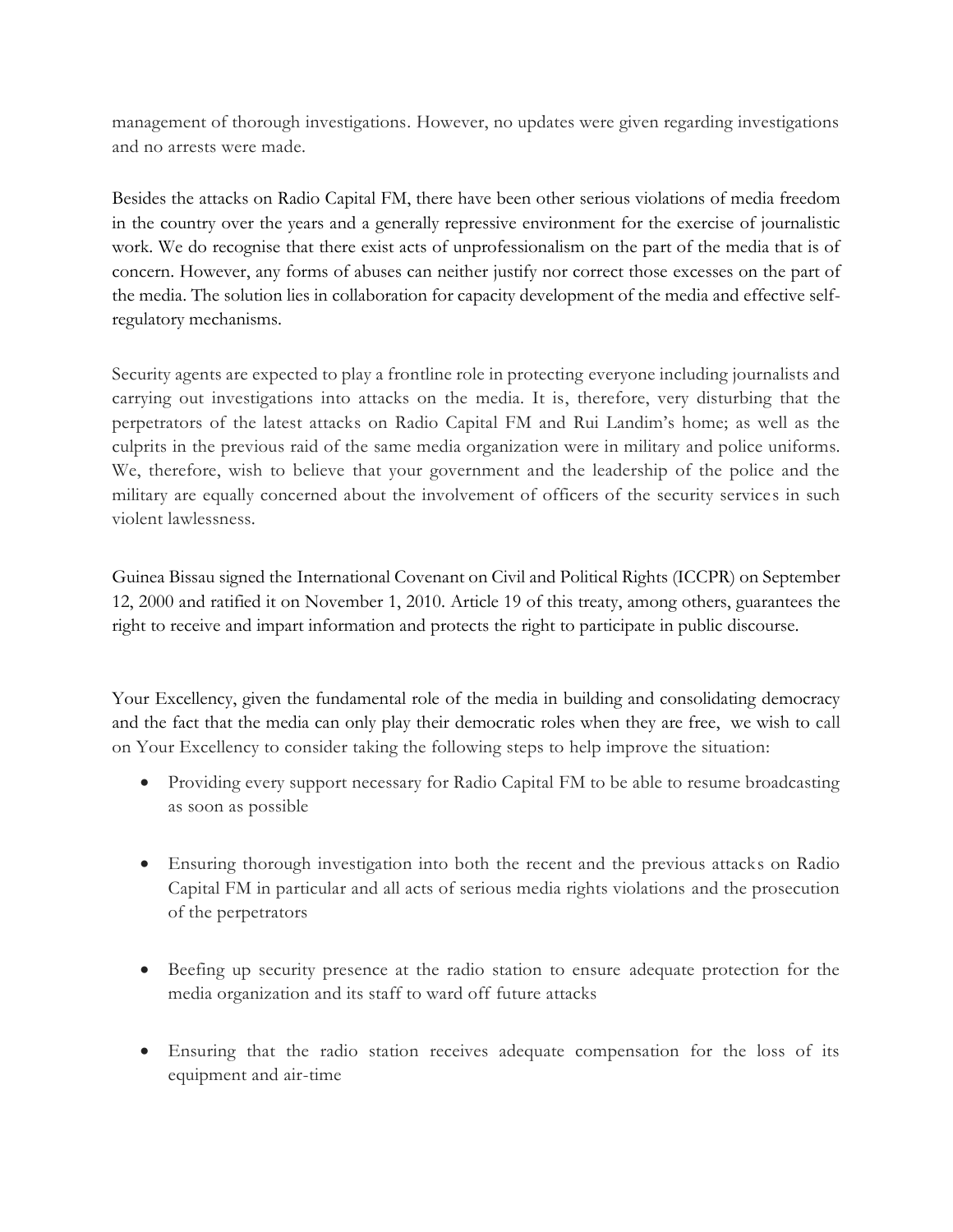management of thorough investigations. However, no updates were given regarding investigations and no arrests were made.

Besides the attacks on Radio Capital FM, there have been other serious violations of media freedom in the country over the years and a generally repressive environment for the exercise of journalistic work. We do recognise that there exist acts of unprofessionalism on the part of the media that is of concern. However, any forms of abuses can neither justify nor correct those excesses on the part of the media. The solution lies in collaboration for capacity development of the media and effective self-regulatory mechanisms.

Security agents are expected to play a frontline role in protecting everyone including journalists and carrying out investigations into attacks on the media. It is, therefore, very disturbing that the perpetrators of the latest attacks on Radio Capital FM and Rui Landim's home; as well as the culprits in the previous raid of the same media organization were in military and police uniforms. We, therefore, wish to believe that your government and the leadership of the police and the military are equally concerned about the involvement of officers of the security services in such violent lawlessness.

Guinea Bissau signed the International Covenant on Civil and Political Rights (ICCPR) on September 12, 2000 and ratified it on November 1, 2010. Article 19 of this treaty, among others, guarantees the right to receive and impart information and protects the right to participate in public discourse.

Your Excellency, given the fundamental role of the media in building and consolidating democracy and the fact that the media can only play their democratic roles when they are free, we wish to call on Your Excellency to consider taking the following steps to help improve the situation:

- Providing every support necessary for Radio Capital FM to be able to resume broadcasting as soon as possible

- Ensuring thorough investigation into both the recent and the previous attacks on Radio Capital FM in particular and all acts of serious media rights violations and the prosecution of the perpetrators

- Beefing up security presence at the radio station to ensure adequate protection for the media organization and its staff to ward off future attacks

- Ensuring that the radio station receives adequate compensation for the loss of its equipment and air-time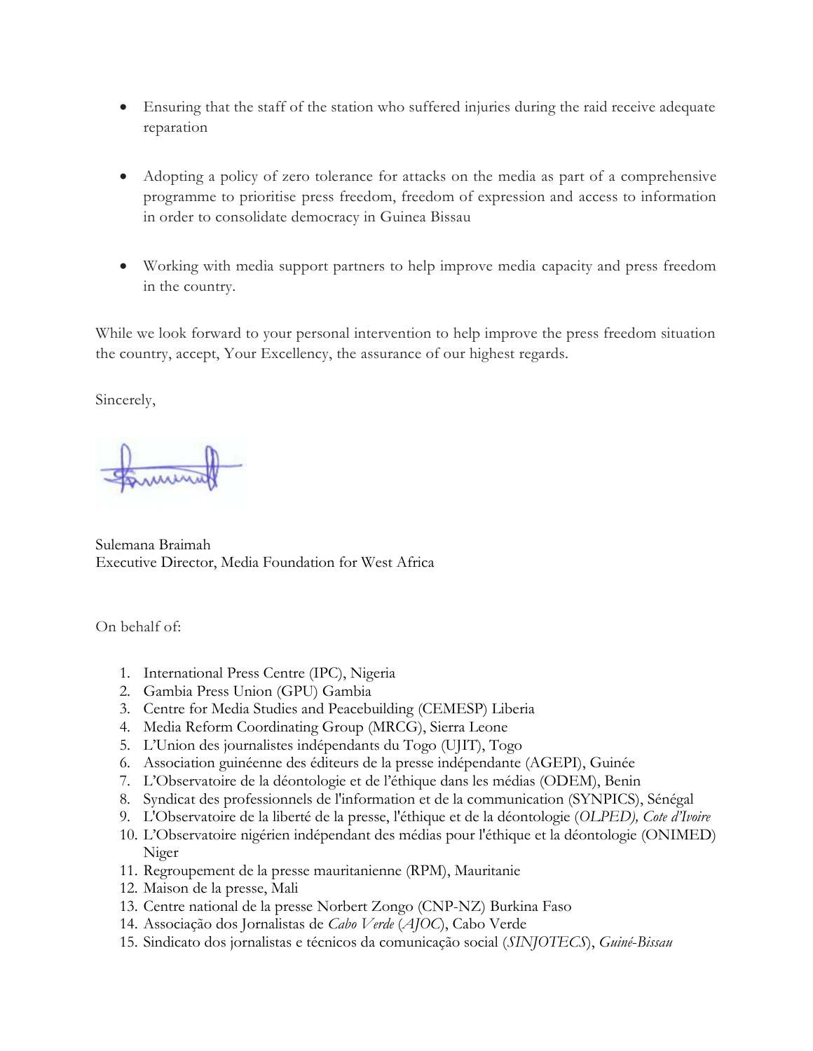- Ensuring that the staff of the station who suffered injuries during the raid receive adequate reparation

- Adopting a policy of zero tolerance for attacks on the media as part of a comprehensive programme to prioritise press freedom, freedom of expression and access to information in order to consolidate democracy in Guinea Bissau

- Working with media support partners to help improve media capacity and press freedom in the country.

While we look forward to your personal intervention to help improve the press freedom situation the country, accept, Your Excellency, the assurance of our highest regards.

Sincerely,

Sulemana Braimah
Executive Director, Media Foundation for West Africa

On behalf of:

1. International Press Centre (IPC), Nigeria
2. Gambia Press Union (GPU) Gambia
3. Centre for Media Studies and Peacebuilding (CEMESP) Liberia
4. Media Reform Coordinating Group (MRCG), Sierra Leone
5. L'Union des journalistes indépendants du Togo (UJIT), Togo
6. Association guinéenne des éditeurs de la presse indépendante (AGEPI), Guinée
7. L'Observatoire de la déontologie et de l'éthique dans les médias (ODEM), Benin
8. Syndicat des professionnels de l'information et de la communication (SYNPICS), Sénégal
9. L'Observatoire de la liberté de la presse, l'éthique et de la déontologie (*OLPED), Cote d'Ivoire*
10. L'Observatoire nigérien indépendant des médias pour l'éthique et la déontologie (ONIMED) Niger
11. Regroupement de la presse mauritanienne (RPM), Mauritanie
12. Maison de la presse, Mali
13. Centre national de la presse Norbert Zongo (CNP-NZ) Burkina Faso
14. Associação dos Jornalistas de *Cabo Verde* (*AJOC*), Cabo Verde
15. Sindicato dos jornalistas e técnicos da comunicação social (*SINJOTECS*), *Guiné-Bissau*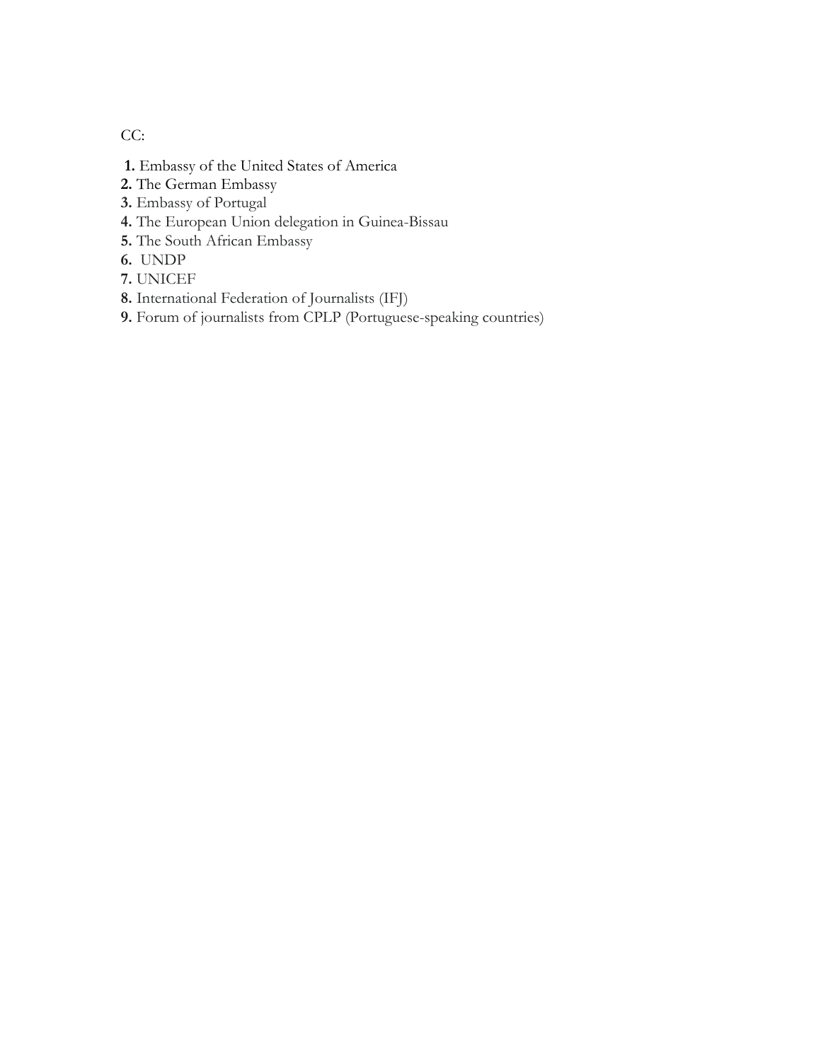CC:

**1.** Embassy of the United States of America
**2.** The German Embassy
**3.** Embassy of Portugal
**4.** The European Union delegation in Guinea-Bissau
**5.** The South African Embassy
**6.** UNDP
**7.** UNICEF
**8.** International Federation of Journalists (IFJ)
**9.** Forum of journalists from CPLP (Portuguese-speaking countries)